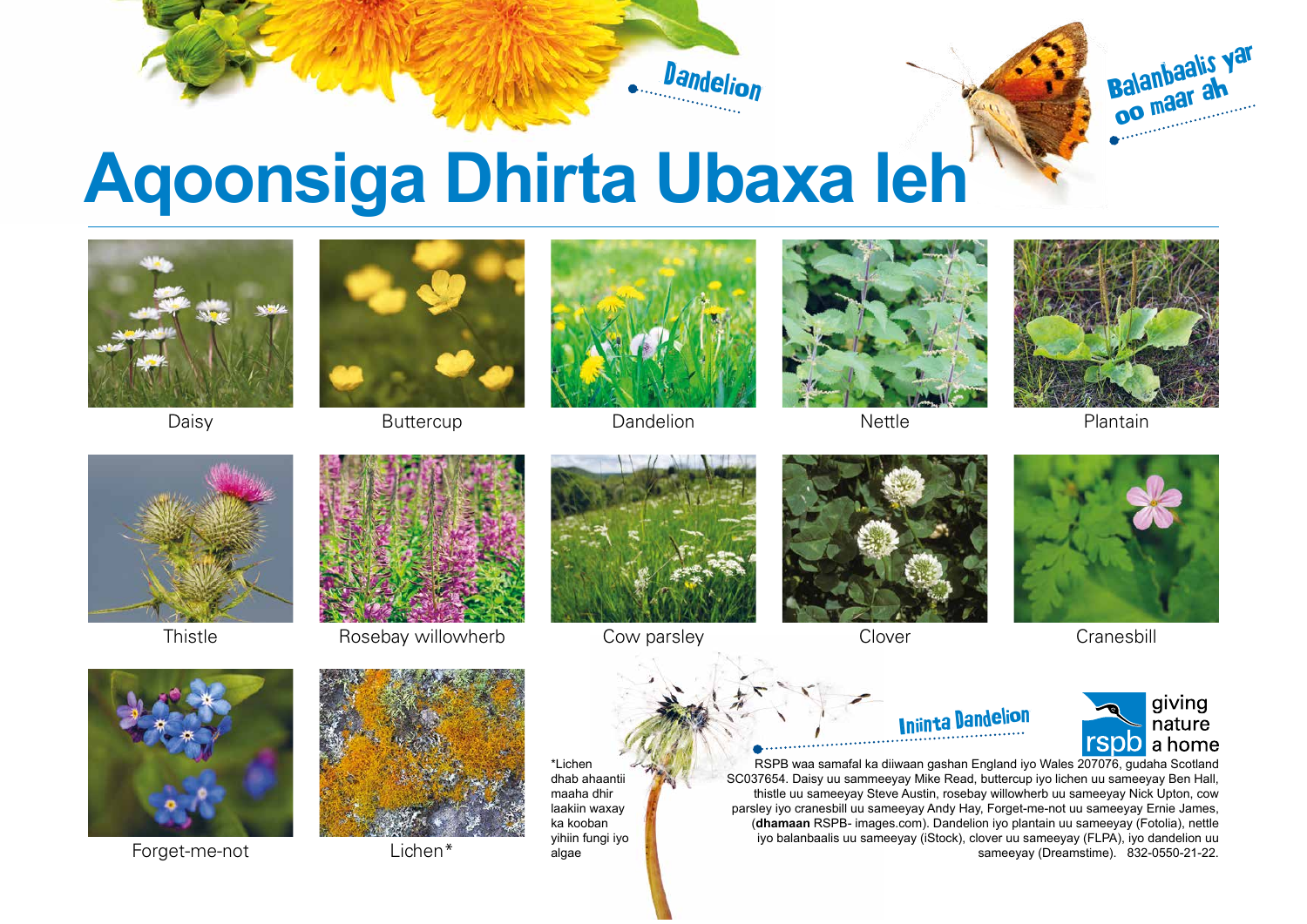Dandelion

Balanbaalis yar oo maar ah

# Aqoonsiga Dhirta Ubaxa leh

Daisy

Buttercup

Dandelion

Nettle

Plantain

Thistle

Rosebay willowherb

Cow parsley

Clover

Cranesbill

Forget-me-not

Lichen*

*Lichen dhab ahaantii maaha dhir laakiin waxay ka kooban yihiin fungi iyo algae

Iniinta Dandelion

giving nature a home

RSPB waa samafal ka diiwaan gashan England iyo Wales 207076, gudaha Scotland SC037654. Daisy uu sammeeyay Mike Read, buttercup iyo lichen uu sameeyay Ben Hall, thistle uu sameeyay Steve Austin, rosebay willowherb uu sameeyay Nick Upton, cow parsley iyo cranesbill uu sameeyay Andy Hay, Forget-me-not uu sameeyay Ernie James, (**dhamaan** RSPB- images.com). Dandelion iyo plantain uu sameeyay (Fotolia), nettle iyo balanbaalis uu sameeyay (iStock), clover uu sameeyay (FLPA), iyo dandelion uu sameeyay (Dreamstime). 832-0550-21-22.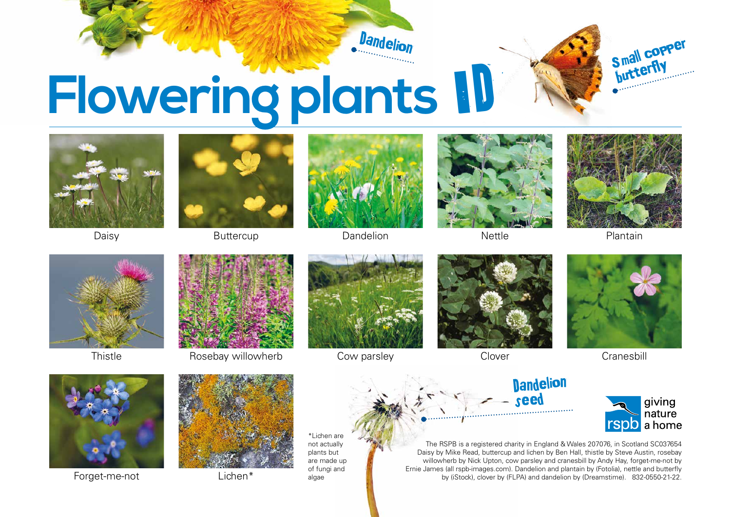# Flowering plants ID

Dandelion

Small copper butterfly

Daisy

Buttercup

Dandelion

Nettle

Plantain

Thistle

Rosebay willowherb

Cow parsley

Clover

Cranesbill

Forget-me-not

Lichen*

*Lichen are not actually plants but are made up of fungi and algae

Dandelion seed

rspb giving nature a home

The RSPB is a registered charity in England & Wales 207076, in Scotland SC037654 Daisy by Mike Read, buttercup and lichen by Ben Hall, thistle by Steve Austin, rosebay willowherb by Nick Upton, cow parsley and cranesbill by Andy Hay, forget-me-not by Ernie James (all rspb-images.com). Dandelion and plantain by (Fotolia), nettle and butterfly by (iStock), clover by (FLPA) and dandelion by (Dreamstime). 832-0550-21-22.